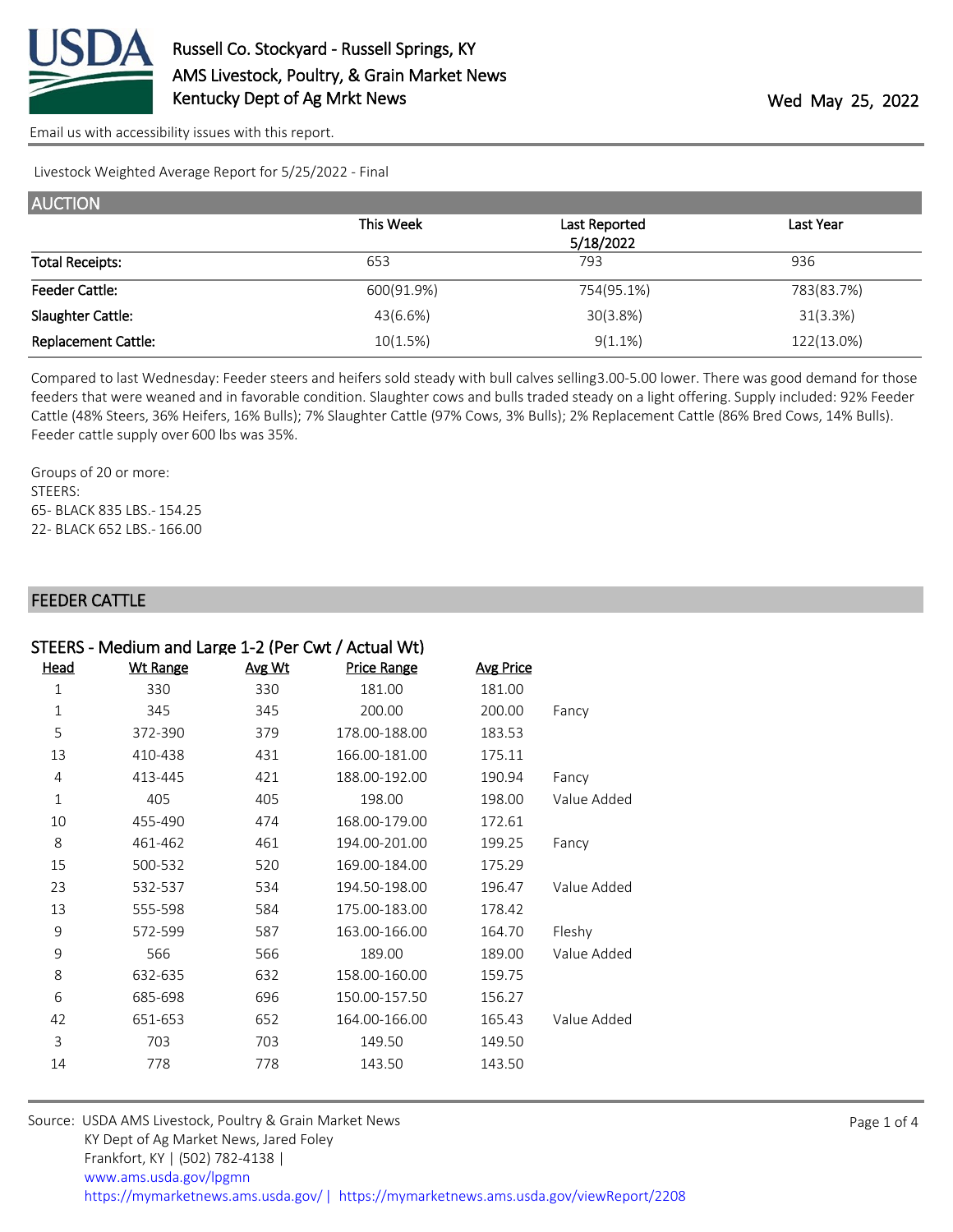# Russell Co. Stockyard - Russell Springs, KY
## AMS Livestock, Poultry, & Grain Market News
## Kentucky Dept of Ag Mrkt News

Wed May 25, 2022

Email us with accessibility issues with this report.

Livestock Weighted Average Report for 5/25/2022 - Final

## AUCTION

| | This Week | Last Reported 5/18/2022 | Last Year |
|---|---|---|---|
| Total Receipts: | 653 | 793 | 936 |
| Feeder Cattle: | 600(91.9%) | 754(95.1%) | 783(83.7%) |
| Slaughter Cattle: | 43(6.6%) | 30(3.8%) | 31(3.3%) |
| Replacement Cattle: | 10(1.5%) | 9(1.1%) | 122(13.0%) |

Compared to last Wednesday: Feeder steers and heifers sold steady with bull calves selling3.00-5.00 lower. There was good demand for those feeders that were weaned and in favorable condition. Slaughter cows and bulls traded steady on a light offering. Supply included: 92% Feeder Cattle (48% Steers, 36% Heifers, 16% Bulls); 7% Slaughter Cattle (97% Cows, 3% Bulls); 2% Replacement Cattle (86% Bred Cows, 14% Bulls). Feeder cattle supply over 600 lbs was 35%.

Groups of 20 or more:
STEERS:
65- BLACK 835 LBS.- 154.25
22- BLACK 652 LBS.- 166.00

## FEEDER CATTLE

### STEERS - Medium and Large 1-2 (Per Cwt / Actual Wt)

| Head | Wt Range | Avg Wt | Price Range | Avg Price | |
|---|---|---|---|---|---|
| 1 | 330 | 330 | 181.00 | 181.00 | |
| 1 | 345 | 345 | 200.00 | 200.00 | Fancy |
| 5 | 372-390 | 379 | 178.00-188.00 | 183.53 | |
| 13 | 410-438 | 431 | 166.00-181.00 | 175.11 | |
| 4 | 413-445 | 421 | 188.00-192.00 | 190.94 | Fancy |
| 1 | 405 | 405 | 198.00 | 198.00 | Value Added |
| 10 | 455-490 | 474 | 168.00-179.00 | 172.61 | |
| 8 | 461-462 | 461 | 194.00-201.00 | 199.25 | Fancy |
| 15 | 500-532 | 520 | 169.00-184.00 | 175.29 | |
| 23 | 532-537 | 534 | 194.50-198.00 | 196.47 | Value Added |
| 13 | 555-598 | 584 | 175.00-183.00 | 178.42 | |
| 9 | 572-599 | 587 | 163.00-166.00 | 164.70 | Fleshy |
| 9 | 566 | 566 | 189.00 | 189.00 | Value Added |
| 8 | 632-635 | 632 | 158.00-160.00 | 159.75 | |
| 6 | 685-698 | 696 | 150.00-157.50 | 156.27 | |
| 42 | 651-653 | 652 | 164.00-166.00 | 165.43 | Value Added |
| 3 | 703 | 703 | 149.50 | 149.50 | |
| 14 | 778 | 778 | 143.50 | 143.50 | |

Source: USDA AMS Livestock, Poultry & Grain Market News
KY Dept of Ag Market News, Jared Foley
Frankfort, KY | (502) 782-4138 |
www.ams.usda.gov/lpgmn
https://mymarketnews.ams.usda.gov/ | https://mymarketnews.ams.usda.gov/viewReport/2208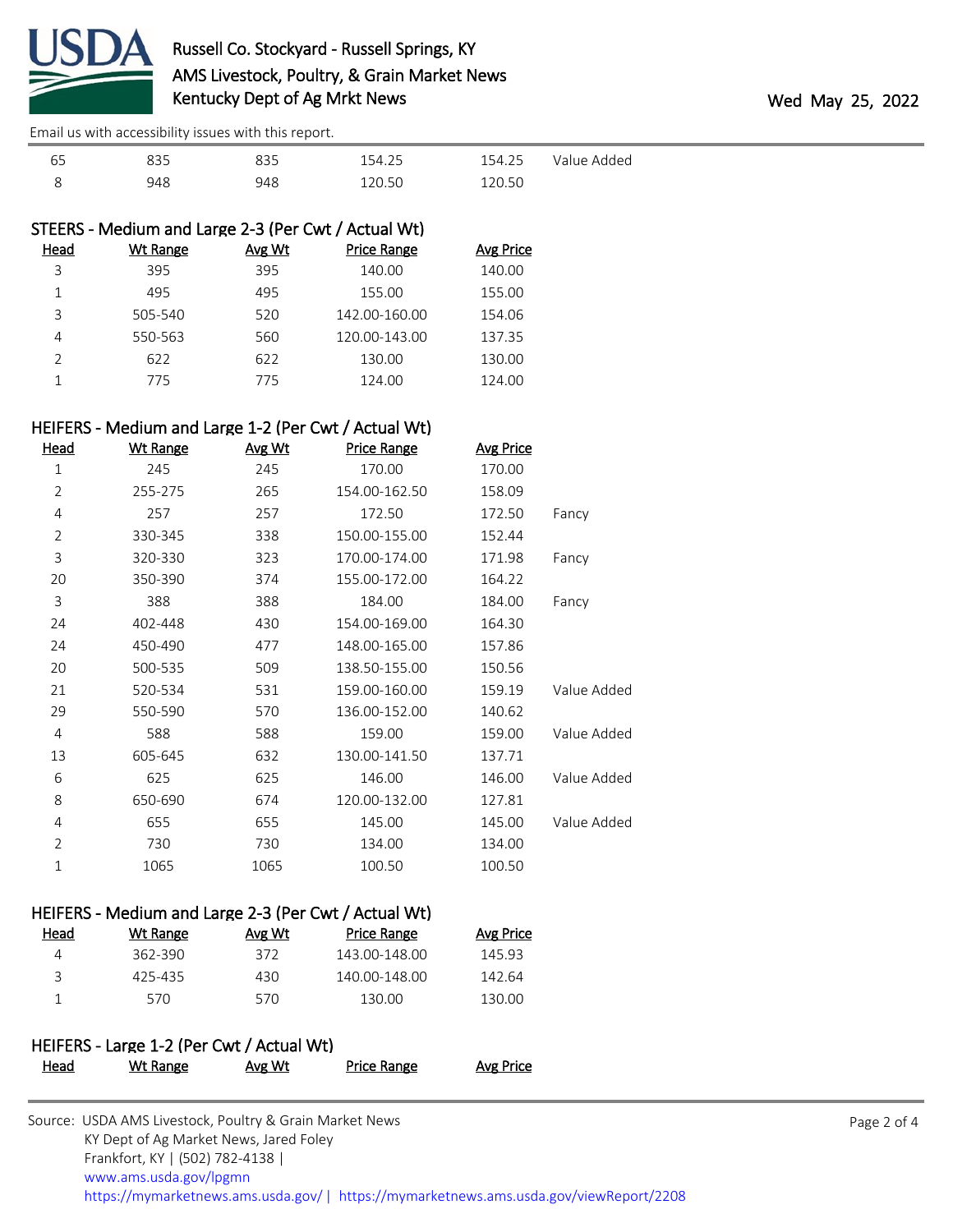| Head | Wt Range | Avg Wt | Price Range | Avg Price | |
|---|---|---|---|---|---|
| 65 | 835 | 835 | 154.25 | 154.25 | Value Added |
| 8 | 948 | 948 | 120.50 | 120.50 | |

### STEERS - Medium and Large 2-3 (Per Cwt / Actual Wt)

| Head | Wt Range | Avg Wt | Price Range | Avg Price |
|---|---|---|---|---|
| 3 | 395 | 395 | 140.00 | 140.00 |
| 1 | 495 | 495 | 155.00 | 155.00 |
| 3 | 505-540 | 520 | 142.00-160.00 | 154.06 |
| 4 | 550-563 | 560 | 120.00-143.00 | 137.35 |
| 2 | 622 | 622 | 130.00 | 130.00 |
| 1 | 775 | 775 | 124.00 | 124.00 |

### HEIFERS - Medium and Large 1-2 (Per Cwt / Actual Wt)

| Head | Wt Range | Avg Wt | Price Range | Avg Price | |
|---|---|---|---|---|---|
| 1 | 245 | 245 | 170.00 | 170.00 | |
| 2 | 255-275 | 265 | 154.00-162.50 | 158.09 | |
| 4 | 257 | 257 | 172.50 | 172.50 | Fancy |
| 2 | 330-345 | 338 | 150.00-155.00 | 152.44 | |
| 3 | 320-330 | 323 | 170.00-174.00 | 171.98 | Fancy |
| 20 | 350-390 | 374 | 155.00-172.00 | 164.22 | |
| 3 | 388 | 388 | 184.00 | 184.00 | Fancy |
| 24 | 402-448 | 430 | 154.00-169.00 | 164.30 | |
| 24 | 450-490 | 477 | 148.00-165.00 | 157.86 | |
| 20 | 500-535 | 509 | 138.50-155.00 | 150.56 | |
| 21 | 520-534 | 531 | 159.00-160.00 | 159.19 | Value Added |
| 29 | 550-590 | 570 | 136.00-152.00 | 140.62 | |
| 4 | 588 | 588 | 159.00 | 159.00 | Value Added |
| 13 | 605-645 | 632 | 130.00-141.50 | 137.71 | |
| 6 | 625 | 625 | 146.00 | 146.00 | Value Added |
| 8 | 650-690 | 674 | 120.00-132.00 | 127.81 | |
| 4 | 655 | 655 | 145.00 | 145.00 | Value Added |
| 2 | 730 | 730 | 134.00 | 134.00 | |
| 1 | 1065 | 1065 | 100.50 | 100.50 | |

### HEIFERS - Medium and Large 2-3 (Per Cwt / Actual Wt)

| Head | Wt Range | Avg Wt | Price Range | Avg Price |
|---|---|---|---|---|
| 4 | 362-390 | 372 | 143.00-148.00 | 145.93 |
| 3 | 425-435 | 430 | 140.00-148.00 | 142.64 |
| 1 | 570 | 570 | 130.00 | 130.00 |

### HEIFERS - Large 1-2 (Per Cwt / Actual Wt)

| Head | Wt Range | Avg Wt | Price Range | Avg Price |
|---|---|---|---|---|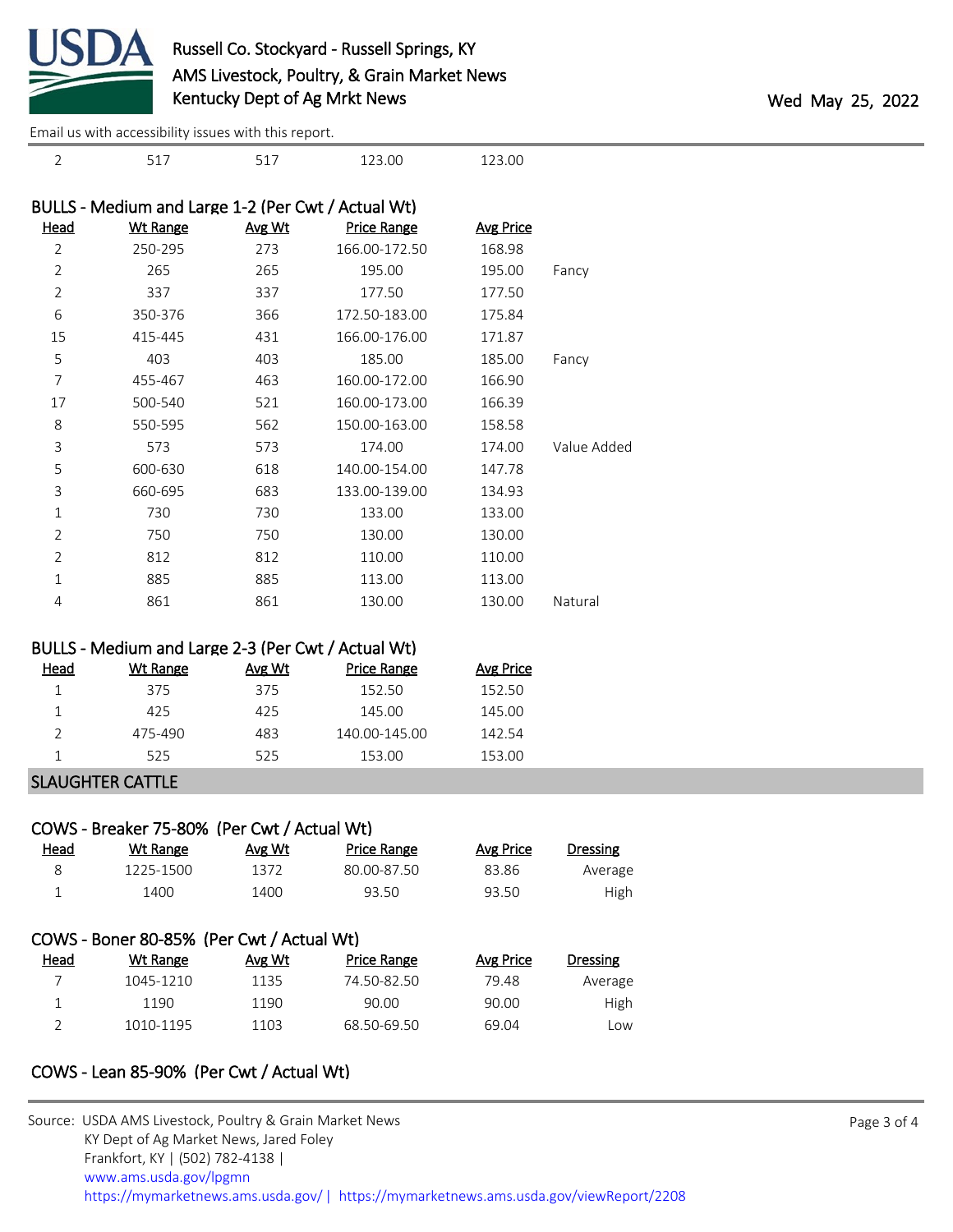Email us with accessibility issues with this report.

| Head | Wt Range | Avg Wt | Price Range | Avg Price | |
|---|---|---|---|---|---|
| 2 | 517 | 517 | 123.00 | 123.00 | |

## BULLS - Medium and Large 1-2 (Per Cwt / Actual Wt)

| Head | Wt Range | Avg Wt | Price Range | Avg Price | |
|---|---|---|---|---|---|
| 2 | 250-295 | 273 | 166.00-172.50 | 168.98 | |
| 2 | 265 | 265 | 195.00 | 195.00 | Fancy |
| 2 | 337 | 337 | 177.50 | 177.50 | |
| 6 | 350-376 | 366 | 172.50-183.00 | 175.84 | |
| 15 | 415-445 | 431 | 166.00-176.00 | 171.87 | |
| 5 | 403 | 403 | 185.00 | 185.00 | Fancy |
| 7 | 455-467 | 463 | 160.00-172.00 | 166.90 | |
| 17 | 500-540 | 521 | 160.00-173.00 | 166.39 | |
| 8 | 550-595 | 562 | 150.00-163.00 | 158.58 | |
| 3 | 573 | 573 | 174.00 | 174.00 | Value Added |
| 5 | 600-630 | 618 | 140.00-154.00 | 147.78 | |
| 3 | 660-695 | 683 | 133.00-139.00 | 134.93 | |
| 1 | 730 | 730 | 133.00 | 133.00 | |
| 2 | 750 | 750 | 130.00 | 130.00 | |
| 2 | 812 | 812 | 110.00 | 110.00 | |
| 1 | 885 | 885 | 113.00 | 113.00 | |
| 4 | 861 | 861 | 130.00 | 130.00 | Natural |

## BULLS - Medium and Large 2-3 (Per Cwt / Actual Wt)

| Head | Wt Range | Avg Wt | Price Range | Avg Price |
|---|---|---|---|---|
| 1 | 375 | 375 | 152.50 | 152.50 |
| 1 | 425 | 425 | 145.00 | 145.00 |
| 2 | 475-490 | 483 | 140.00-145.00 | 142.54 |
| 1 | 525 | 525 | 153.00 | 153.00 |

# SLAUGHTER CATTLE

## COWS - Breaker 75-80% (Per Cwt / Actual Wt)

| Head | Wt Range | Avg Wt | Price Range | Avg Price | Dressing |
|---|---|---|---|---|---|
| 8 | 1225-1500 | 1372 | 80.00-87.50 | 83.86 | Average |
| 1 | 1400 | 1400 | 93.50 | 93.50 | High |

## COWS - Boner 80-85% (Per Cwt / Actual Wt)

| Head | Wt Range | Avg Wt | Price Range | Avg Price | Dressing |
|---|---|---|---|---|---|
| 7 | 1045-1210 | 1135 | 74.50-82.50 | 79.48 | Average |
| 1 | 1190 | 1190 | 90.00 | 90.00 | High |
| 2 | 1010-1195 | 1103 | 68.50-69.50 | 69.04 | Low |

## COWS - Lean 85-90% (Per Cwt / Actual Wt)

Source: USDA AMS Livestock, Poultry & Grain Market News
KY Dept of Ag Market News, Jared Foley
Frankfort, KY | (502) 782-4138 |
www.ams.usda.gov/lpgmn
https://mymarketnews.ams.usda.gov/ | https://mymarketnews.ams.usda.gov/viewReport/2208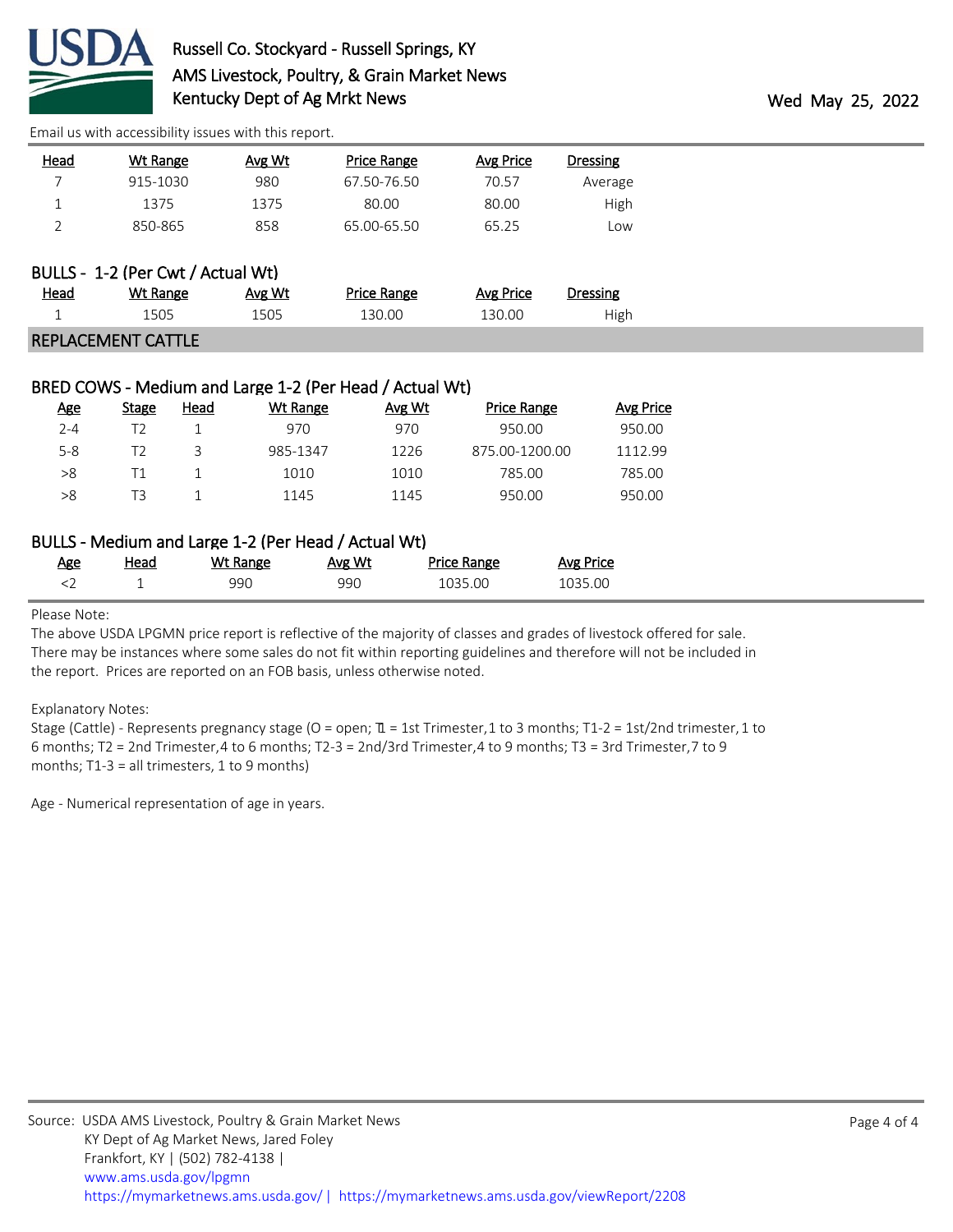Email us with accessibility issues with this report.

| Head | Wt Range | Avg Wt | Price Range | Avg Price | Dressing |
|---|---|---|---|---|---|
| 7 | 915-1030 | 980 | 67.50-76.50 | 70.57 | Average |
| 1 | 1375 | 1375 | 80.00 | 80.00 | High |
| 2 | 850-865 | 858 | 65.00-65.50 | 65.25 | Low |

### BULLS - 1-2 (Per Cwt / Actual Wt)

| Head | Wt Range | Avg Wt | Price Range | Avg Price | Dressing |
|---|---|---|---|---|---|
| 1 | 1505 | 1505 | 130.00 | 130.00 | High |

## REPLACEMENT CATTLE

### BRED COWS - Medium and Large 1-2 (Per Head / Actual Wt)

| Age | Stage | Head | Wt Range | Avg Wt | Price Range | Avg Price |
|---|---|---|---|---|---|---|
| 2-4 | T2 | 1 | 970 | 970 | 950.00 | 950.00 |
| 5-8 | T2 | 3 | 985-1347 | 1226 | 875.00-1200.00 | 1112.99 |
| >8 | T1 | 1 | 1010 | 1010 | 785.00 | 785.00 |
| >8 | T3 | 1 | 1145 | 1145 | 950.00 | 950.00 |

### BULLS - Medium and Large 1-2 (Per Head / Actual Wt)

| Age | Head | Wt Range | Avg Wt | Price Range | Avg Price |
|---|---|---|---|---|---|
| <2 | 1 | 990 | 990 | 1035.00 | 1035.00 |

Please Note:
The above USDA LPGMN price report is reflective of the majority of classes and grades of livestock offered for sale. There may be instances where some sales do not fit within reporting guidelines and therefore will not be included in the report. Prices are reported on an FOB basis, unless otherwise noted.

Explanatory Notes:
Stage (Cattle) - Represents pregnancy stage (O = open; T1 = 1st Trimester,1 to 3 months; T1-2 = 1st/2nd trimester, 1 to 6 months; T2 = 2nd Trimester,4 to 6 months; T2-3 = 2nd/3rd Trimester,4 to 9 months; T3 = 3rd Trimester,7 to 9 months; T1-3 = all trimesters, 1 to 9 months)

Age - Numerical representation of age in years.

Source: USDA AMS Livestock, Poultry & Grain Market News
KY Dept of Ag Market News, Jared Foley
Frankfort, KY | (502) 782-4138 |
www.ams.usda.gov/lpgmn
https://mymarketnews.ams.usda.gov/ | https://mymarketnews.ams.usda.gov/viewReport/2208